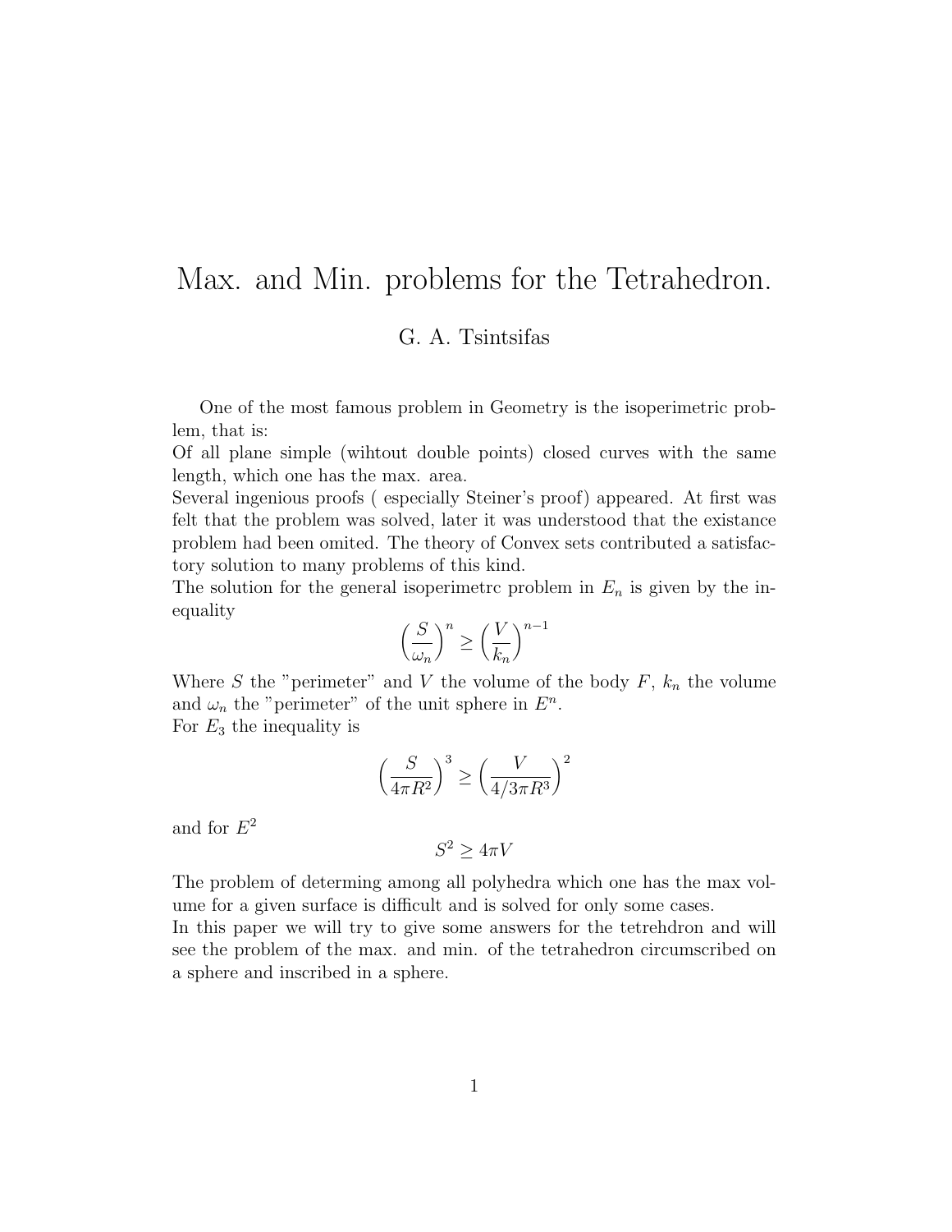# Max. and Min. problems for the Tetrahedron.

G. A. Tsintsifas

One of the most famous problem in Geometry is the isoperimetric problem, that is:
Of all plane simple (wihtout double points) closed curves with the same length, which one has the max. area.
Several ingenious proofs ( especially Steiner's proof) appeared. At first was felt that the problem was solved, later it was understood that the existance problem had been omited. The theory of Convex sets contributed a satisfactory solution to many problems of this kind.
The solution for the general isoperimetrc problem in $E_n$ is given by the inequality

$$\left(\frac{S}{\omega_n}\right)^n \geq \left(\frac{V}{k_n}\right)^{n-1}$$

Where $S$ the "perimeter" and $V$ the volume of the body $F$, $k_n$ the volume and $\omega_n$ the "perimeter" of the unit sphere in $E^n$.
For $E_3$ the inequality is

$$\left(\frac{S}{4\pi R^2}\right)^3 \geq \left(\frac{V}{4/3\pi R^3}\right)^2$$

and for $E^2$

$$S^2 \geq 4\pi V$$

The problem of determing among all polyhedra which one has the max volume for a given surface is difficult and is solved for only some cases.
In this paper we will try to give some answers for the tetrehdron and will see the problem of the max. and min. of the tetrahedron circumscribed on a sphere and inscribed in a sphere.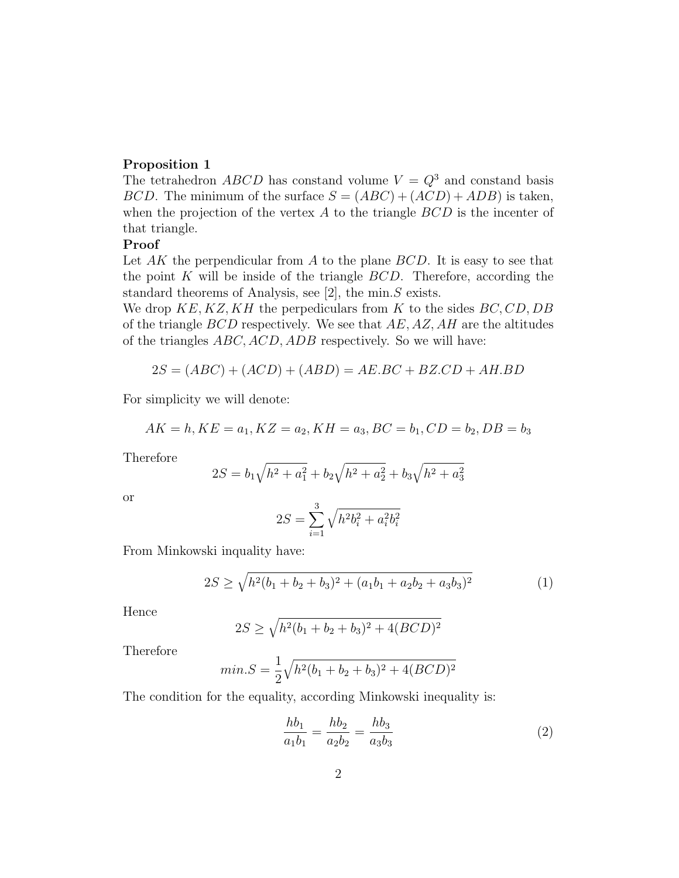**Proposition 1**
The tetrahedron $ABCD$ has constand volume $V = Q^3$ and constand basis $BCD$. The minimum of the surface $S = (ABC) + (ACD) + ADB)$ is taken, when the projection of the vertex $A$ to the triangle $BCD$ is the incenter of that triangle.
**Proof**
Let $AK$ the perpendicular from $A$ to the plane $BCD$. It is easy to see that the point $K$ will be inside of the triangle $BCD$. Therefore, according the standard theorems of Analysis, see [2], the min.$S$ exists.
We drop $KE, KZ, KH$ the perpediculars from $K$ to the sides $BC, CD, DB$ of the triangle $BCD$ respectively. We see that $AE, AZ, AH$ are the altitudes of the triangles $ABC, ACD, ADB$ respectively. So we will have:

$$2S = (ABC) + (ACD) + (ABD) = AE.BC + BZ.CD + AH.BD$$

For simplicity we will denote:

$$AK = h, KE = a_1, KZ = a_2, KH = a_3, BC = b_1, CD = b_2, DB = b_3$$

Therefore

$$2S = b_1\sqrt{h^2 + a_1^2} + b_2\sqrt{h^2 + a_2^2} + b_3\sqrt{h^2 + a_3^2}$$

or

$$2S = \sum_{i=1}^{3} \sqrt{h^2 b_i^2 + a_i^2 b_i^2}$$

From Minkowski inquality have:

$$2S \geq \sqrt{h^2(b_1 + b_2 + b_3)^2 + (a_1 b_1 + a_2 b_2 + a_3 b_3)^2} \tag{1}$$

Hence

$$2S \geq \sqrt{h^2(b_1 + b_2 + b_3)^2 + 4(BCD)^2}$$

Therefore

$$min.S = \frac{1}{2}\sqrt{h^2(b_1 + b_2 + b_3)^2 + 4(BCD)^2}$$

The condition for the equality, according Minkowski inequality is:

$$\frac{hb_1}{a_1 b_1} = \frac{hb_2}{a_2 b_2} = \frac{hb_3}{a_3 b_3} \tag{2}$$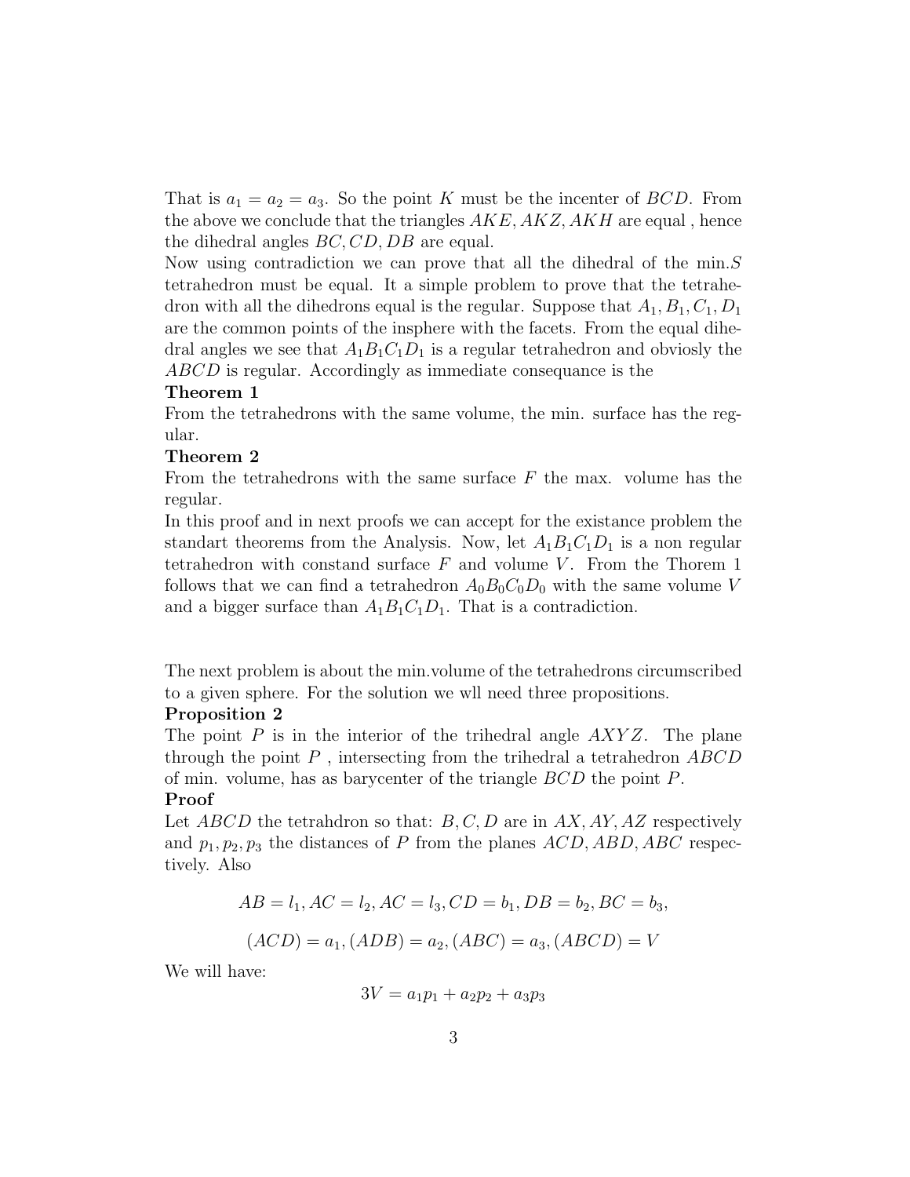That is $a_1 = a_2 = a_3$. So the point $K$ must be the incenter of $BCD$. From the above we conclude that the triangles $AKE, AKZ, AKH$ are equal , hence the dihedral angles $BC, CD, DB$ are equal.
Now using contradiction we can prove that all the dihedral of the min.$S$ tetrahedron must be equal. It a simple problem to prove that the tetrahedron with all the dihedrons equal is the regular. Suppose that $A_1, B_1, C_1, D_1$ are the common points of the insphere with the facets. From the equal dihedral angles we see that $A_1B_1C_1D_1$ is a regular tetrahedron and obviosly the $ABCD$ is regular. Accordingly as immediate consequance is the

**Theorem 1**

From the tetrahedrons with the same volume, the min. surface has the regular.

**Theorem 2**

From the tetrahedrons with the same surface $F$ the max. volume has the regular.

In this proof and in next proofs we can accept for the existance problem the standart theorems from the Analysis. Now, let $A_1B_1C_1D_1$ is a non regular tetrahedron with constand surface $F$ and volume $V$. From the Thorem 1 follows that we can find a tetrahedron $A_0B_0C_0D_0$ with the same volume $V$ and a bigger surface than $A_1B_1C_1D_1$. That is a contradiction.

The next problem is about the min.volume of the tetrahedrons circumscribed to a given sphere. For the solution we wll need three propositions.

**Proposition 2**

The point $P$ is in the interior of the trihedral angle $AXYZ$. The plane through the point $P$ , intersecting from the trihedral a tetrahedron $ABCD$ of min. volume, has as barycenter of the triangle $BCD$ the point $P$.

**Proof**

Let $ABCD$ the tetrahdron so that: $B, C, D$ are in $AX, AY, AZ$ respectively and $p_1, p_2, p_3$ the distances of $P$ from the planes $ACD, ABD, ABC$ respectively. Also

$$AB = l_1, AC = l_2, AC = l_3, CD = b_1, DB = b_2, BC = b_3,$$

$$(ACD) = a_1, (ADB) = a_2, (ABC) = a_3, (ABCD) = V$$

We will have:

$$3V = a_1p_1 + a_2p_2 + a_3p_3$$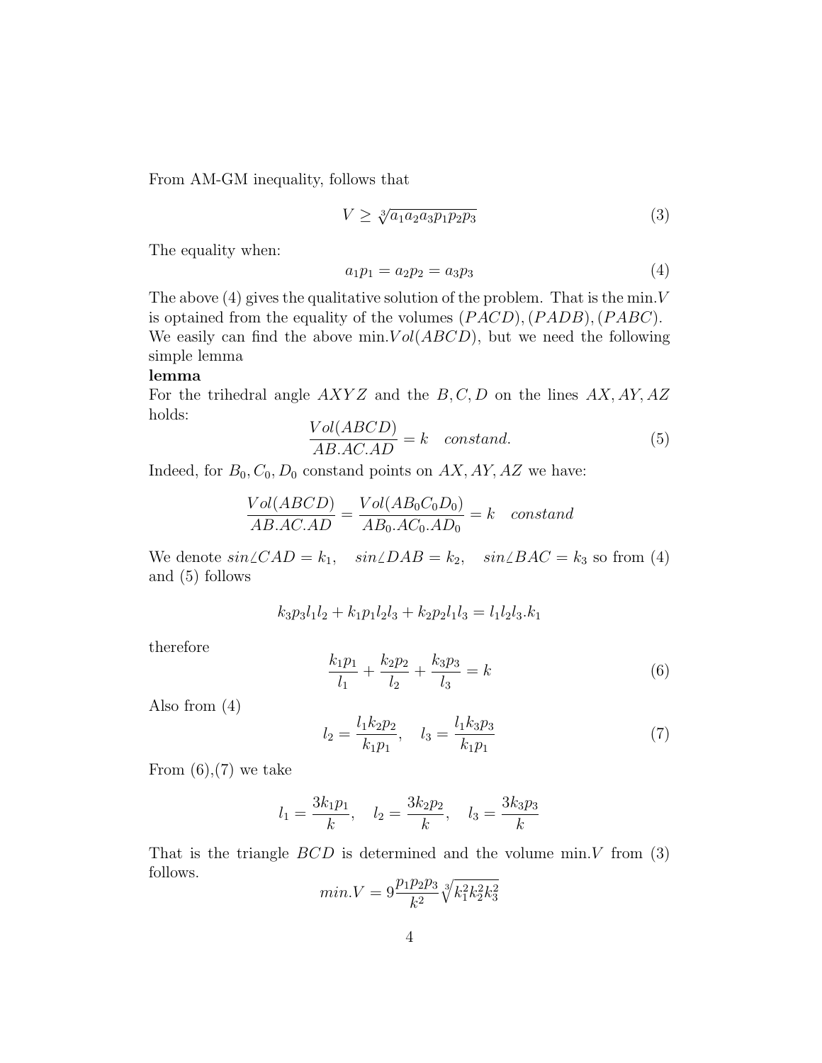From AM-GM inequality, follows that

$$V \geq \sqrt[3]{a_1 a_2 a_3 p_1 p_2 p_3} \tag{3}$$

The equality when:

$$a_1 p_1 = a_2 p_2 = a_3 p_3 \tag{4}$$

The above (4) gives the qualitative solution of the problem. That is the min.$V$ is optained from the equality of the volumes $(PACD), (PADB), (PABC)$. We easily can find the above min.$Vol(ABCD)$, but we need the following simple lemma

**lemma**

For the trihedral angle $AXYZ$ and the $B, C, D$ on the lines $AX, AY, AZ$ holds:

$$\frac{Vol(ABCD)}{AB.AC.AD} = k \quad constand. \tag{5}$$

Indeed, for $B_0, C_0, D_0$ constand points on $AX, AY, AZ$ we have:

$$\frac{Vol(ABCD)}{AB.AC.AD} = \frac{Vol(AB_0C_0D_0)}{AB_0.AC_0.AD_0} = k \quad constand$$

We denote $sin\angle CAD = k_1, \quad sin\angle DAB = k_2, \quad sin\angle BAC = k_3$ so from (4) and (5) follows

$$k_3 p_3 l_1 l_2 + k_1 p_1 l_2 l_3 + k_2 p_2 l_1 l_3 = l_1 l_2 l_3.k_1$$

therefore

$$\frac{k_1 p_1}{l_1} + \frac{k_2 p_2}{l_2} + \frac{k_3 p_3}{l_3} = k \tag{6}$$

Also from (4)

$$l_2 = \frac{l_1 k_2 p_2}{k_1 p_1}, \quad l_3 = \frac{l_1 k_3 p_3}{k_1 p_1} \tag{7}$$

From (6),(7) we take

$$l_1 = \frac{3k_1 p_1}{k}, \quad l_2 = \frac{3k_2 p_2}{k}, \quad l_3 = \frac{3k_3 p_3}{k}$$

That is the triangle $BCD$ is determined and the volume min.$V$ from (3) follows.

$$min.V = 9\frac{p_1 p_2 p_3}{k^2}\sqrt[3]{k_1^2 k_2^2 k_3^2}$$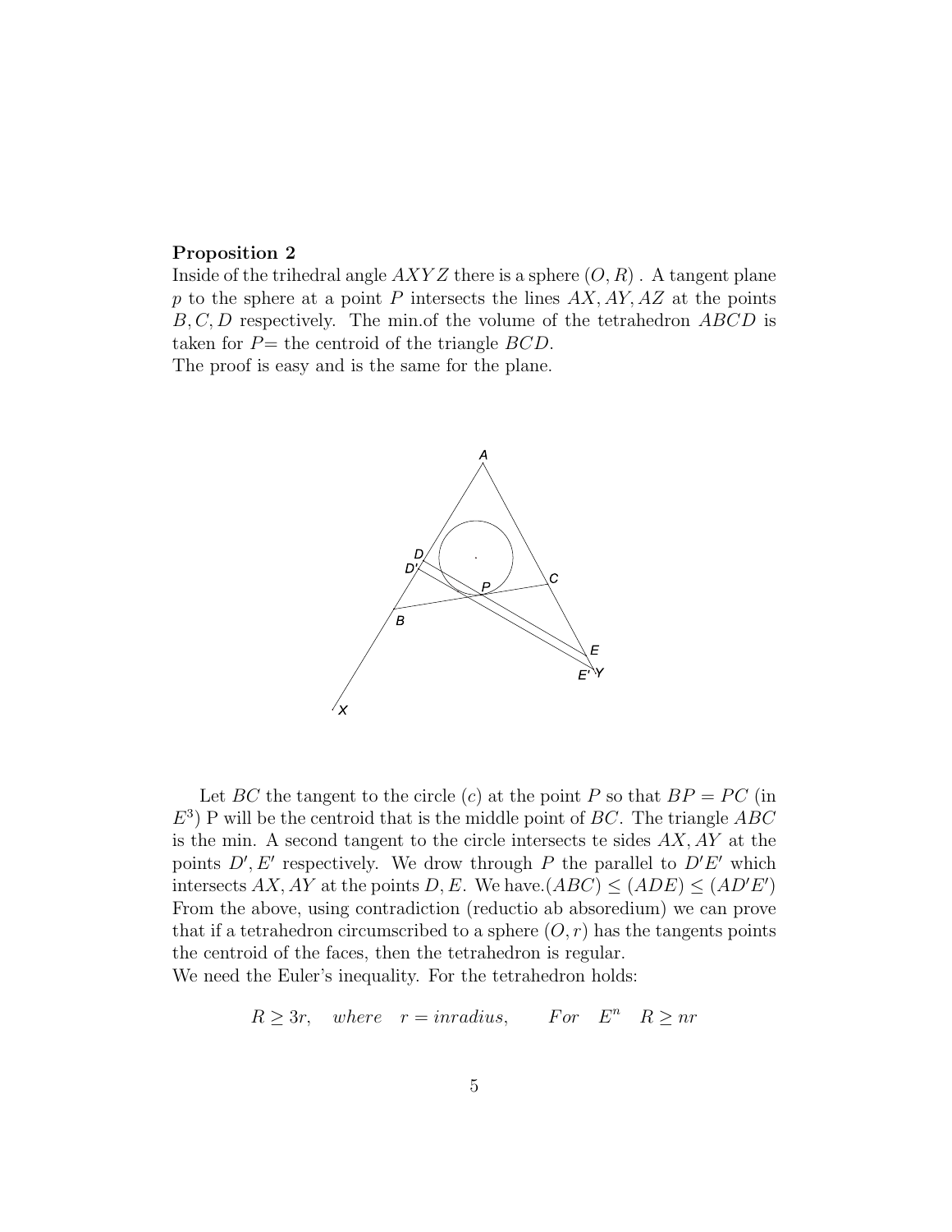**Proposition 2**
Inside of the trihedral angle $AXYZ$ there is a sphere $(O, R)$ . A tangent plane $p$ to the sphere at a point $P$ intersects the lines $AX, AY, AZ$ at the points $B, C, D$ respectively. The min.of the volume of the tetrahedron $ABCD$ is taken for $P=$ the centroid of the triangle $BCD$.
The proof is easy and is the same for the plane.

Let $BC$ the tangent to the circle $(c)$ at the point $P$ so that $BP = PC$ (in $E^3$) P will be the centroid that is the middle point of $BC$. The triangle $ABC$ is the min. A second tangent to the circle intersects te sides $AX, AY$ at the points $D', E'$ respectively. We drow through $P$ the parallel to $D'E'$ which intersects $AX, AY$ at the points $D, E$. We have.$(ABC) \leq (ADE) \leq (AD'E')$
From the above, using contradiction (reductio ab absoredium) we can prove that if a tetrahedron circumscribed to a sphere $(O, r)$ has the tangents points the centroid of the faces, then the tetrahedron is regular.
We need the Euler's inequality. For the tetrahedron holds:

$$R \geq 3r, \quad where \quad r = inradius, \qquad For \quad E^n \quad R \geq nr$$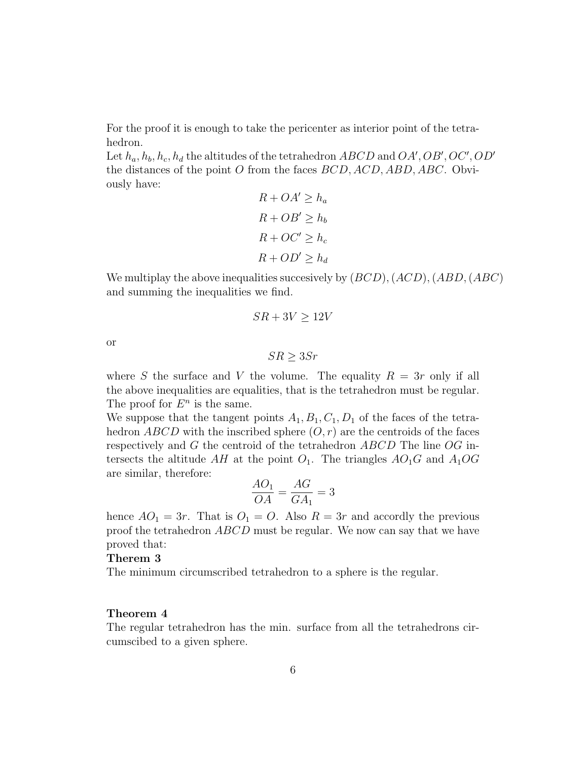For the proof it is enough to take the pericenter as interior point of the tetrahedron.
Let $h_a, h_b, h_c, h_d$ the altitudes of the tetrahedron $ABCD$ and $OA', OB', OC', OD'$ the distances of the point $O$ from the faces $BCD, ACD, ABD, ABC$. Obviously have:

$$R + OA' \geq h_a$$

$$R + OB' \geq h_b$$

$$R + OC' \geq h_c$$

$$R + OD' \geq h_d$$

We multiplay the above inequalities succesively by $(BCD), (ACD), (ABD, (ABC)$ and summing the inequalities we find.

$$SR + 3V \geq 12V$$

or

$$SR \geq 3Sr$$

where $S$ the surface and $V$ the volume. The equality $R = 3r$ only if all the above inequalities are equalities, that is the tetrahedron must be regular. The proof for $E^n$ is the same.
We suppose that the tangent points $A_1, B_1, C_1, D_1$ of the faces of the tetrahedron $ABCD$ with the inscribed sphere $(O, r)$ are the centroids of the faces respectively and $G$ the centroid of the tetrahedron $ABCD$ The line $OG$ intersects the altitude $AH$ at the point $O_1$. The triangles $AO_1G$ and $A_1OG$ are similar, therefore:

$$\frac{AO_1}{OA} = \frac{AG}{GA_1} = 3$$

hence $AO_1 = 3r$. That is $O_1 = O$. Also $R = 3r$ and accordly the previous proof the tetrahedron $ABCD$ must be regular. We now can say that we have proved that:

**Therem 3**
The minimum circumscribed tetrahedron to a sphere is the regular.

**Theorem 4**
The regular tetrahedron has the min. surface from all the tetrahedrons circumscibed to a given sphere.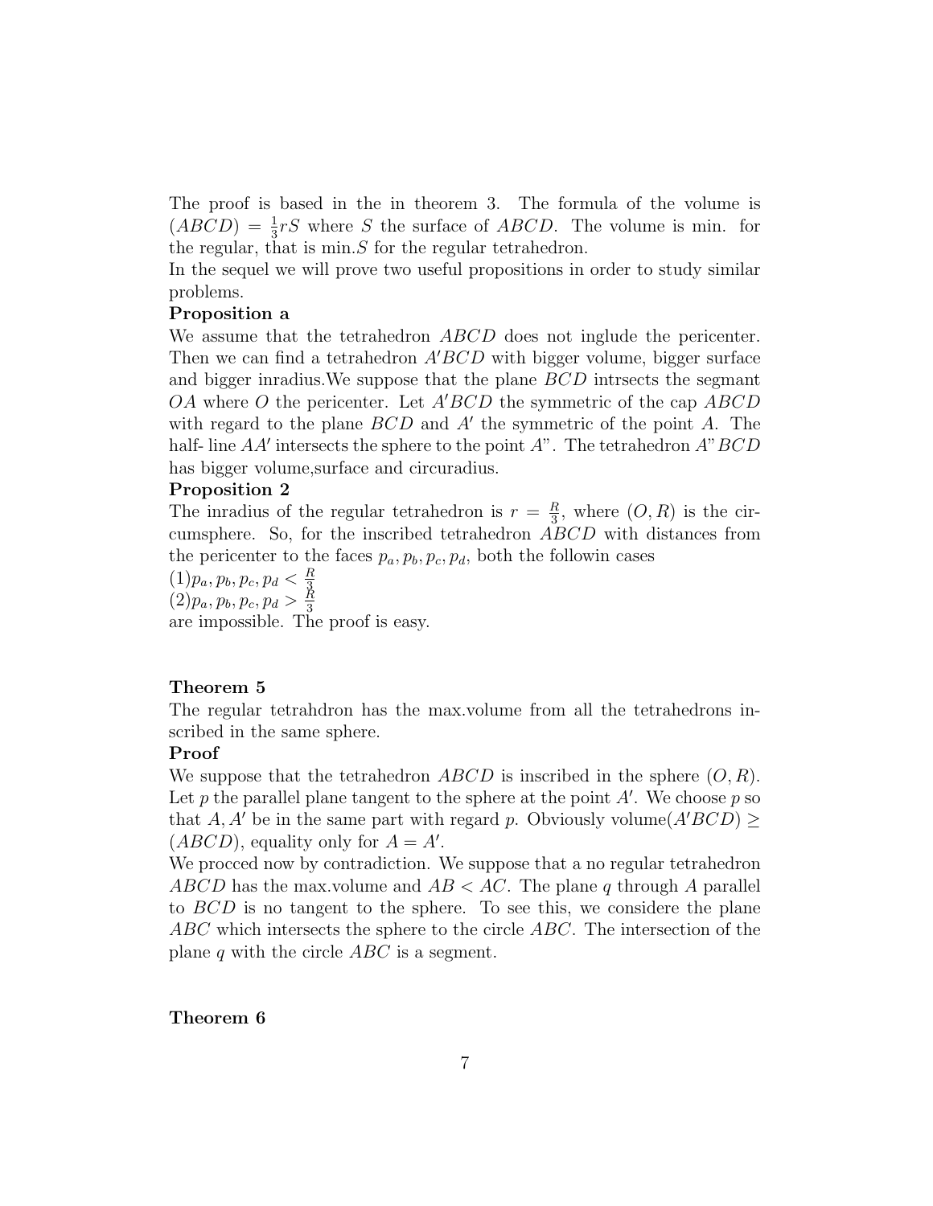The proof is based in the in theorem 3. The formula of the volume is $(ABCD) = \frac{1}{3}rS$ where $S$ the surface of $ABCD$. The volume is min. for the regular, that is min.$S$ for the regular tetrahedron.
In the sequel we will prove two useful propositions in order to study similar problems.

**Proposition a**

We assume that the tetrahedron $ABCD$ does not inglude the pericenter. Then we can find a tetrahedron $A'BCD$ with bigger volume, bigger surface and bigger inradius.We suppose that the plane $BCD$ intrsects the segmant $OA$ where $O$ the pericenter. Let $A'BCD$ the symmetric of the cap $ABCD$ with regard to the plane $BCD$ and $A'$ the symmetric of the point $A$. The half- line $AA'$ intersects the sphere to the point $A"$. The tetrahedron $A"BCD$ has bigger volume,surface and circuradius.

**Proposition 2**

The inradius of the regular tetrahedron is $r = \frac{R}{3}$, where $(O, R)$ is the circumsphere. So, for the inscribed tetrahedron $ABCD$ with distances from the pericenter to the faces $p_a, p_b, p_c, p_d$, both the followin cases
$(1) p_a, p_b, p_c, p_d < \frac{R}{3}$
$(2) p_a, p_b, p_c, p_d > \frac{R}{3}$
are impossible. The proof is easy.

**Theorem 5**

The regular tetrahdron has the max.volume from all the tetrahedrons inscribed in the same sphere.

**Proof**

We suppose that the tetrahedron $ABCD$ is inscribed in the sphere $(O, R)$. Let $p$ the parallel plane tangent to the sphere at the point $A'$. We choose $p$ so that $A, A'$ be in the same part with regard $p$. Obviously volume$(A'BCD) \geq (ABCD)$, equality only for $A = A'$.
We procced now by contradiction. We suppose that a no regular tetrahedron $ABCD$ has the max.volume and $AB < AC$. The plane $q$ through $A$ parallel to $BCD$ is no tangent to the sphere. To see this, we considere the plane $ABC$ which intersects the sphere to the circle $ABC$. The intersection of the plane $q$ with the circle $ABC$ is a segment.

**Theorem 6**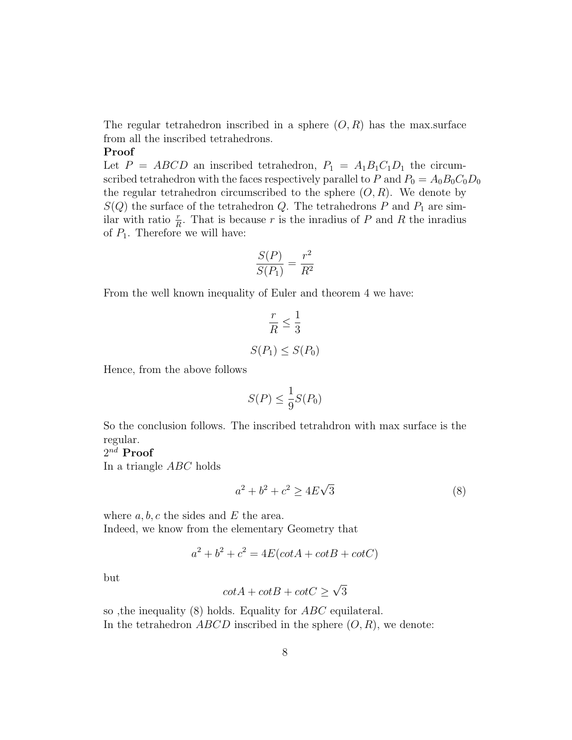The regular tetrahedron inscribed in a sphere $(O, R)$ has the max.surface from all the inscribed tetrahedrons.

**Proof**

Let $P = ABCD$ an inscribed tetrahedron, $P_1 = A_1B_1C_1D_1$ the circumscribed tetrahedron with the faces respectively parallel to $P$ and $P_0 = A_0B_0C_0D_0$ the regular tetrahedron circumscribed to the sphere $(O, R)$. We denote by $S(Q)$ the surface of the tetrahedron $Q$. The tetrahedrons $P$ and $P_1$ are similar with ratio $\frac{r}{R}$. That is because $r$ is the inradius of $P$ and $R$ the inradius of $P_1$. Therefore we will have:

$$\frac{S(P)}{S(P_1)} = \frac{r^2}{R^2}$$

From the well known inequality of Euler and theorem 4 we have:

$$\frac{r}{R} \leq \frac{1}{3}$$

$$S(P_1) \leq S(P_0)$$

Hence, from the above follows

$$S(P) \leq \frac{1}{9}S(P_0)$$

So the conclusion follows. The inscribed tetrahdron with max surface is the regular.

$2^{nd}$ **Proof**

In a triangle $ABC$ holds

$$a^2 + b^2 + c^2 \geq 4E\sqrt{3} \tag{8}$$

where $a, b, c$ the sides and $E$ the area.

Indeed, we know from the elementary Geometry that

$$a^2 + b^2 + c^2 = 4E(cotA + cotB + cotC)$$

but

$$cotA + cotB + cotC \geq \sqrt{3}$$

so ,the inequality (8) holds. Equality for $ABC$ equilateral.

In the tetrahedron $ABCD$ inscribed in the sphere $(O, R)$, we denote: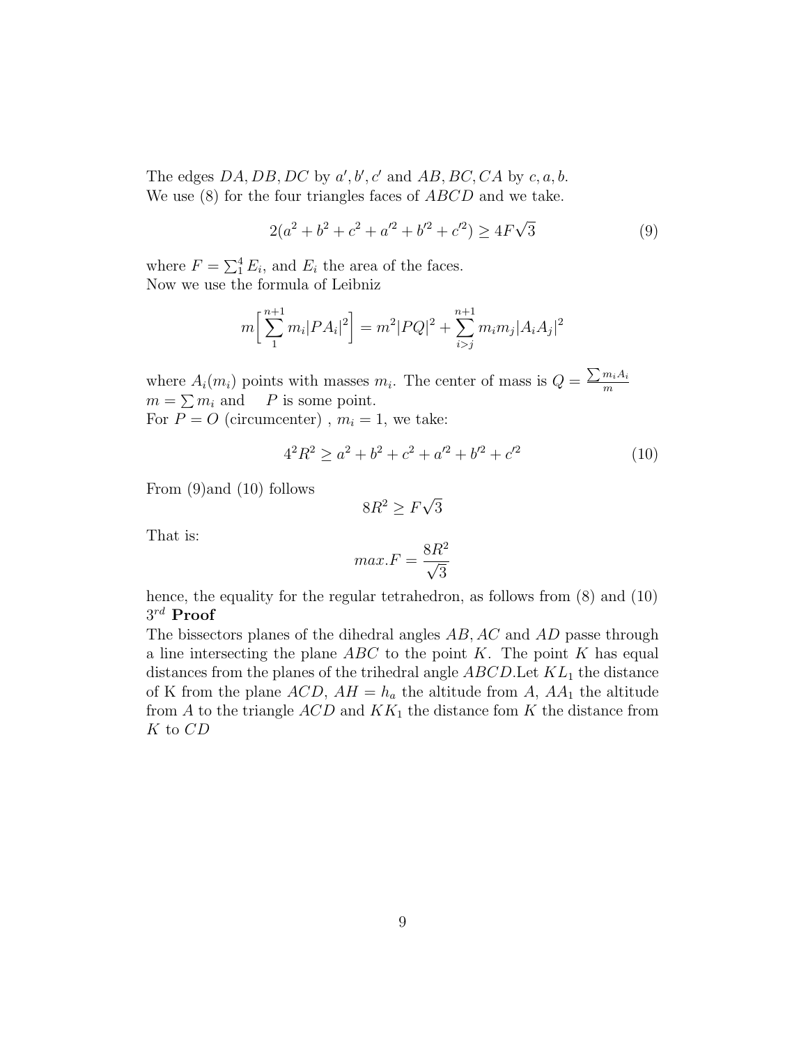The edges $DA, DB, DC$ by $a', b', c'$ and $AB, BC, CA$ by $c, a, b$.
We use (8) for the four triangles faces of $ABCD$ and we take.

$$2(a^2 + b^2 + c^2 + a'^2 + b'^2 + c'^2) \geq 4F\sqrt{3} \tag{9}$$

where $F = \sum_1^4 E_i$, and $E_i$ the area of the faces.
Now we use the formula of Leibniz

$$m\Big[\sum_1^{n+1} m_i|PA_i|^2\Big] = m^2|PQ|^2 + \sum_{i>j}^{n+1} m_i m_j |A_i A_j|^2$$

where $A_i(m_i)$ points with masses $m_i$. The center of mass is $Q = \frac{\sum m_i A_i}{m}$
$m = \sum m_i$ and $P$ is some point.
For $P = O$ (circumcenter) , $m_i = 1$, we take:

$$4^2 R^2 \geq a^2 + b^2 + c^2 + a'^2 + b'^2 + c'^2 \tag{10}$$

From (9)and (10) follows

$$8R^2 \geq F\sqrt{3}$$

That is:

$$max.F = \frac{8R^2}{\sqrt{3}}$$

hence, the equality for the regular tetrahedron, as follows from (8) and (10)
$3^{rd}$ **Proof**
The bissectors planes of the dihedral angles $AB, AC$ and $AD$ passe through a line intersecting the plane $ABC$ to the point $K$. The point $K$ has equal distances from the planes of the trihedral angle $ABCD$.Let $KL_1$ the distance of K from the plane $ACD$, $AH = h_a$ the altitude from $A$, $AA_1$ the altitude from $A$ to the triangle $ACD$ and $KK_1$ the distance fom $K$ the distance from $K$ to $CD$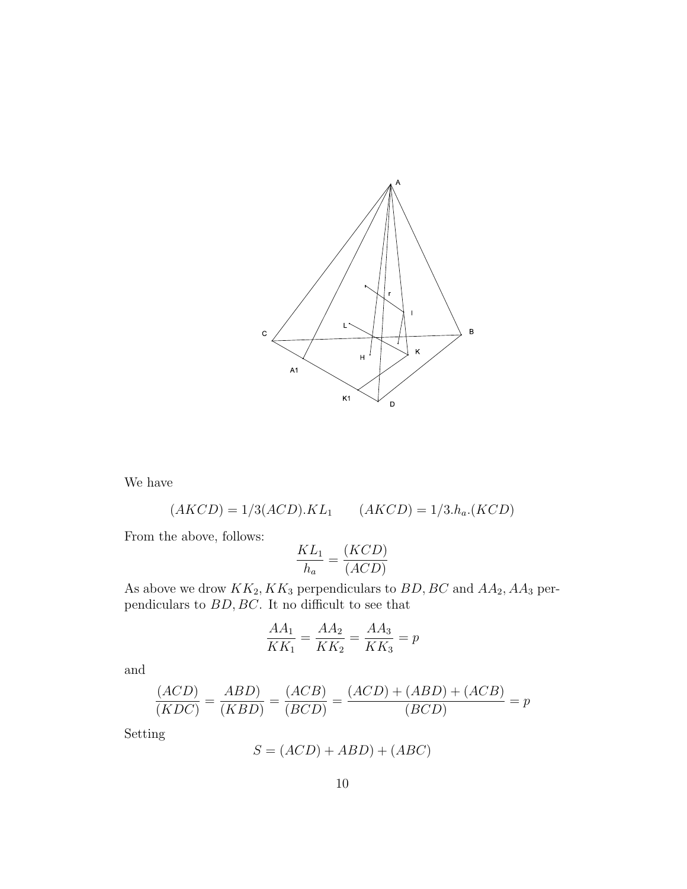We have

$$(AKCD) = 1/3(ACD).KL_1 \qquad (AKCD) = 1/3.h_a.(KCD)$$

From the above, follows:

$$\frac{KL_1}{h_a} = \frac{(KCD)}{(ACD)}$$

As above we drow $KK_2, KK_3$ perpendiculars to $BD, BC$ and $AA_2, AA_3$ perpendiculars to $BD, BC$. It no difficult to see that

$$\frac{AA_1}{KK_1} = \frac{AA_2}{KK_2} = \frac{AA_3}{KK_3} = p$$

and

$$\frac{(ACD)}{(KDC)} = \frac{ABD)}{(KBD)} = \frac{(ACB)}{(BCD)} = \frac{(ACD) + (ABD) + (ACB)}{(BCD)} = p$$

Setting

$$S = (ACD) + ABD) + (ABC)$$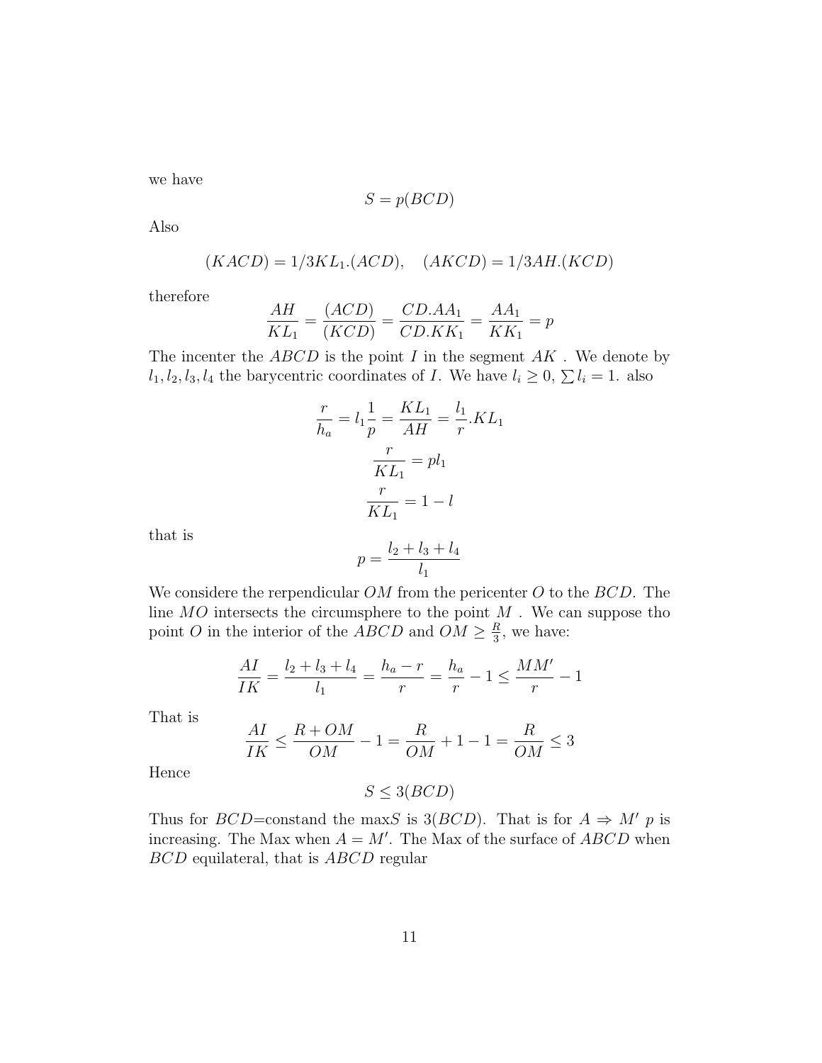we have

$$S = p(BCD)$$

Also

$$(KACD) = 1/3KL_1.(ACD), \quad (AKCD) = 1/3AH.(KCD)$$

therefore

$$\frac{AH}{KL_1} = \frac{(ACD)}{(KCD)} = \frac{CD.AA_1}{CD.KK_1} = \frac{AA_1}{KK_1} = p$$

The incenter the $ABCD$ is the point $I$ in the segment $AK$ . We denote by $l_1, l_2, l_3, l_4$ the barycentric coordinates of $I$. We have $l_i \geq 0$, $\sum l_i = 1$. also

$$\frac{r}{h_a} = l_1 \frac{1}{p} = \frac{KL_1}{AH} = \frac{l_1}{r}.KL_1$$

$$\frac{r}{KL_1} = pl_1$$

$$\frac{r}{KL_1} = 1 - l$$

that is

$$p = \frac{l_2 + l_3 + l_4}{l_1}$$

We considere the rerpendicular $OM$ from the pericenter $O$ to the $BCD$. The line $MO$ intersects the circumsphere to the point $M$ . We can suppose tho point $O$ in the interior of the $ABCD$ and $OM \geq \frac{R}{3}$, we have:

$$\frac{AI}{IK} = \frac{l_2 + l_3 + l_4}{l_1} = \frac{h_a - r}{r} = \frac{h_a}{r} - 1 \leq \frac{MM'}{r} - 1$$

That is

$$\frac{AI}{IK} \leq \frac{R + OM}{OM} - 1 = \frac{R}{OM} + 1 - 1 = \frac{R}{OM} \leq 3$$

Hence

$$S \leq 3(BCD)$$

Thus for $BCD$=constand the max$S$ is $3(BCD)$. That is for $A \Rightarrow M'$ $p$ is increasing. The Max when $A = M'$. The Max of the surface of $ABCD$ when $BCD$ equilateral, that is $ABCD$ regular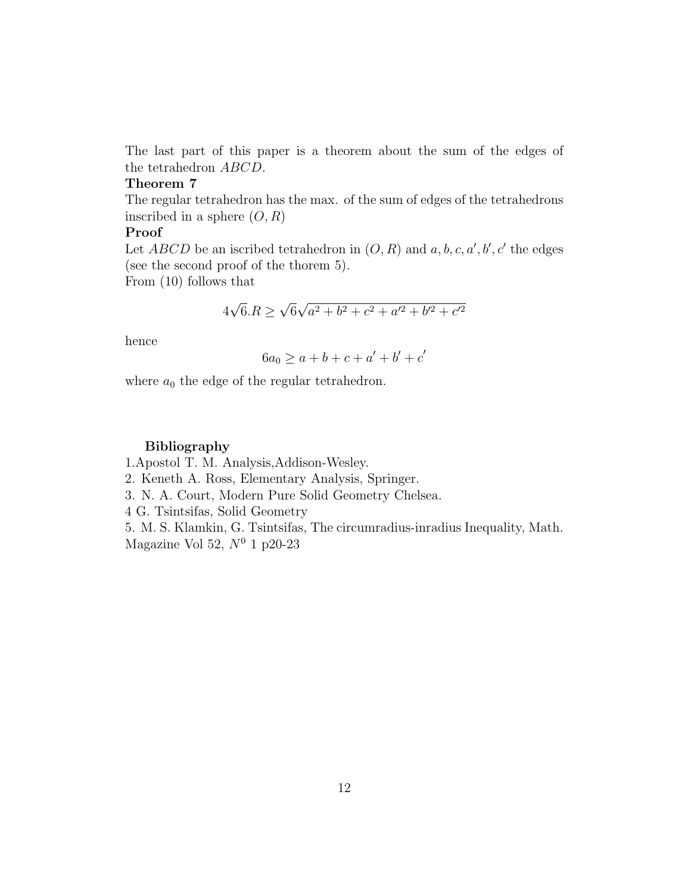The last part of this paper is a theorem about the sum of the edges of the tetrahedron $ABCD$.

**Theorem 7**

The regular tetrahedron has the max. of the sum of edges of the tetrahedrons inscribed in a sphere $(O, R)$

**Proof**

Let $ABCD$ be an iscribed tetrahedron in $(O, R)$ and $a, b, c, a', b', c'$ the edges (see the second proof of the thorem 5).

From (10) follows that

$$4\sqrt{6}.R \geq \sqrt{6}\sqrt{a^2 + b^2 + c^2 + a'^2 + b'^2 + c'^2}$$

hence

$$6a_0 \geq a + b + c + a' + b' + c'$$

where $a_0$ the edge of the regular tetrahedron.

**Bibliography**

1.Apostol T. M. Analysis,Addison-Wesley.

2. Keneth A. Ross, Elementary Analysis, Springer.

3. N. A. Court, Modern Pure Solid Geometry Chelsea.

4 G. Tsintsifas, Solid Geometry

5. M. S. Klamkin, G. Tsintsifas, The circumradius-inradius Inequality, Math. Magazine Vol 52, $N^0$ 1 p20-23